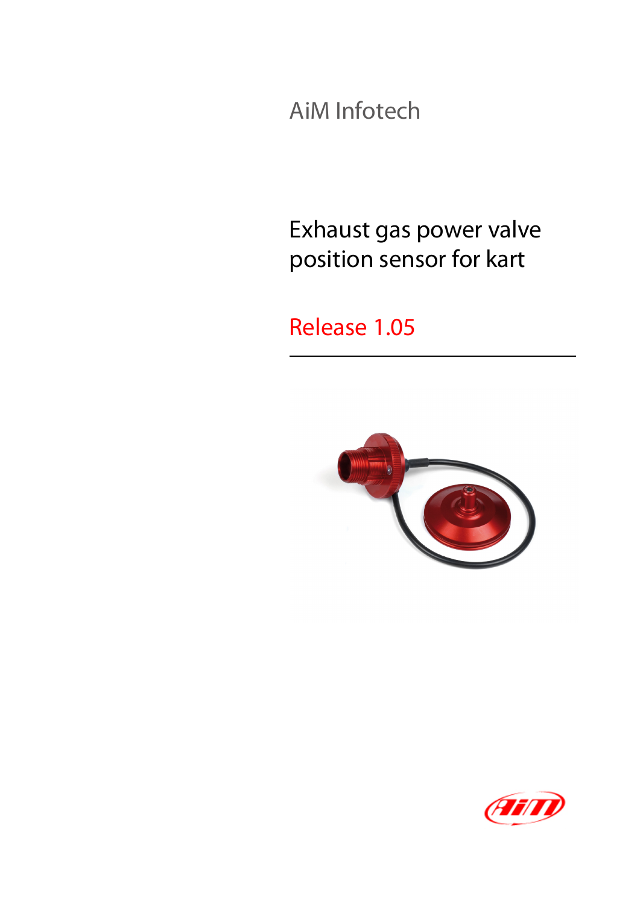AiM Infotech

# Exhaust gas power valve position sensor for kart

## Release 1.05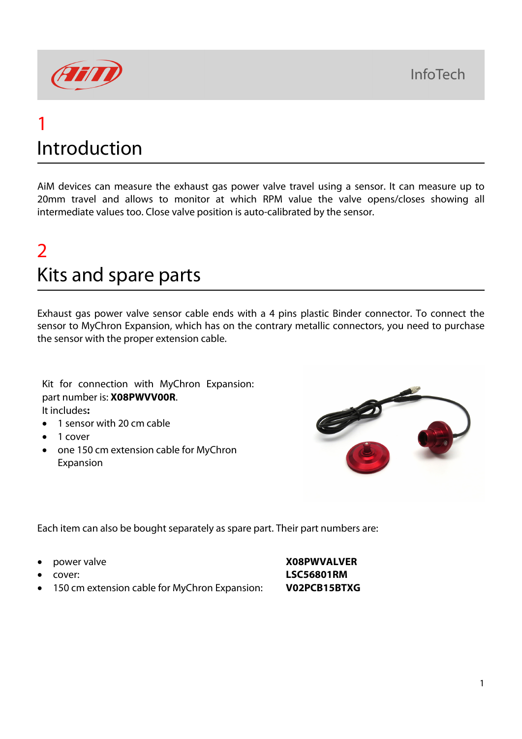# 1 Introduction

AiM devices can measure the exhaust gas power valve travel using a sensor. It can measure up to 20mm travel and allows to monitor at which RPM value the valve opens/closes showing all intermediate values too. Close valve position is auto-calibrated by the sensor.

# 2 Kits and spare parts

Exhaust gas power valve sensor cable ends with a 4 pins plastic Binder connector. To connect the sensor to MyChron Expansion, which has on the contrary metallic connectors, you need to purchase the sensor with the proper extension cable.

Kit for connection with MyChron Expansion: part number is: **X08PWVV00R**.
It includes**:**

- 1 sensor with 20 cm cable
- 1 cover
- one 150 cm extension cable for MyChron Expansion

Each item can also be bought separately as spare part. Their part numbers are:

- power valve **X08PWVALVER**
- cover: **LSC56801RM**
- 150 cm extension cable for MyChron Expansion: **V02PCB15BTXG**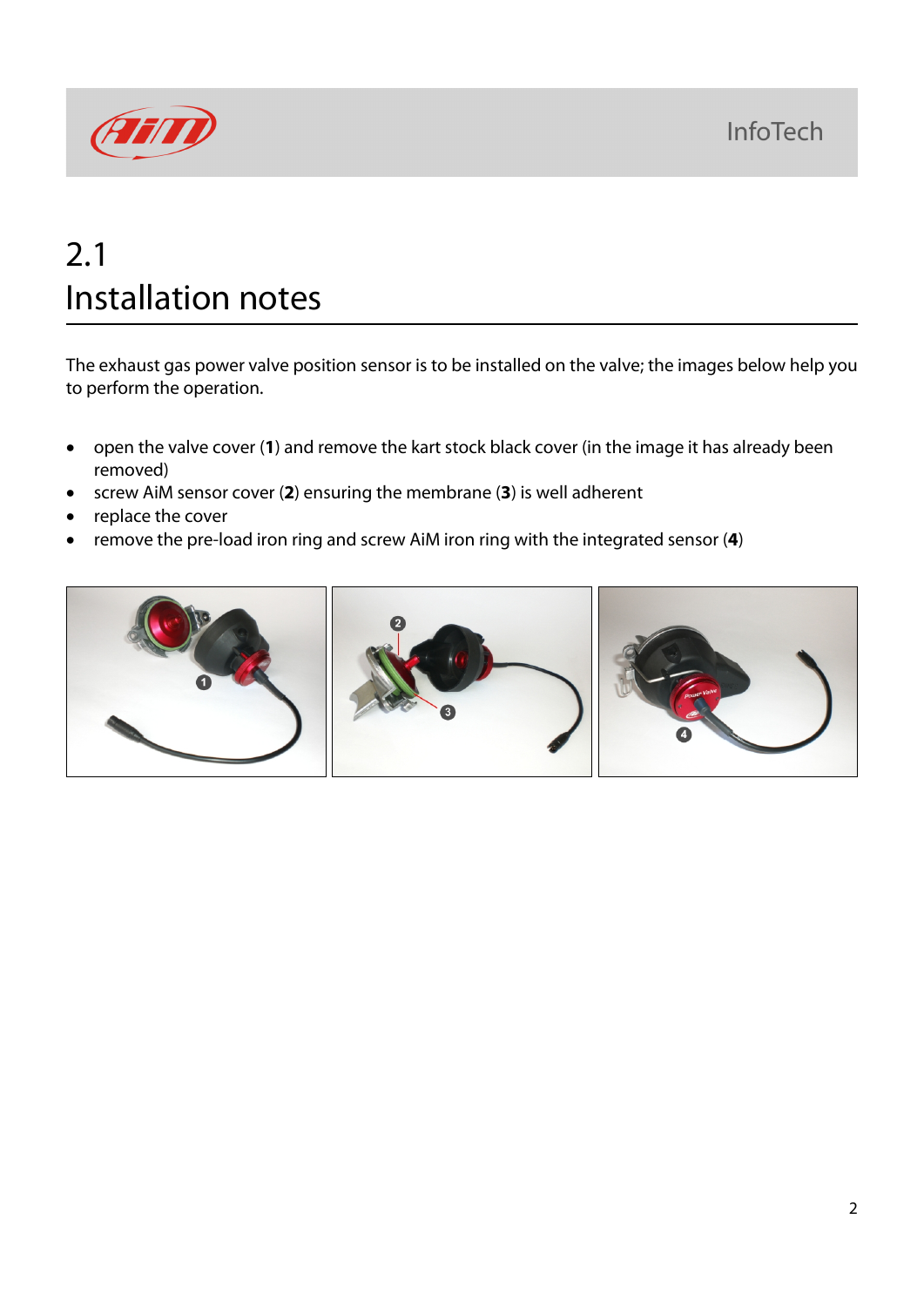## 2.1 Installation notes

The exhaust gas power valve position sensor is to be installed on the valve; the images below help you to perform the operation.

- open the valve cover (**1**) and remove the kart stock black cover (in the image it has already been removed)
- screw AiM sensor cover (**2**) ensuring the membrane (**3**) is well adherent
- replace the cover
- remove the pre-load iron ring and screw AiM iron ring with the integrated sensor (**4**)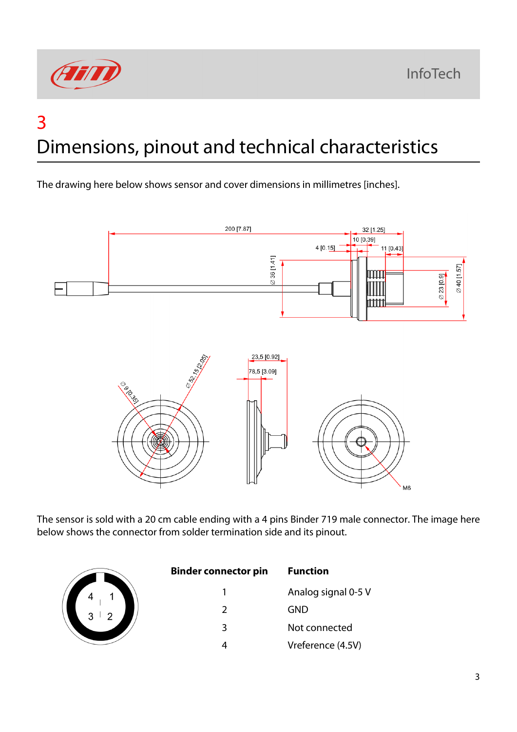# 3

# Dimensions, pinout and technical characteristics

The drawing here below shows sensor and cover dimensions in millimetres [inches].

200 [7.87]
32 [1.25]
10 [0.39]
4 [0.15]
11 [0.43]
Ø 36 [1.41]
Ø 23 [0.9]
Ø 40 [1.57]
Ø 9 [0.35]
Ø 52,15 [2.05]
23,5 [0.92]
78,5 [3.09]
M6

The sensor is sold with a 20 cm cable ending with a 4 pins Binder 719 male connector. The image here below shows the connector from solder termination side and its pinout.

4 1
3 2

| Binder connector pin | Function |
|---|---|
| 1 | Analog signal 0-5 V |
| 2 | GND |
| 3 | Not connected |
| 4 | Vreference (4.5V) |